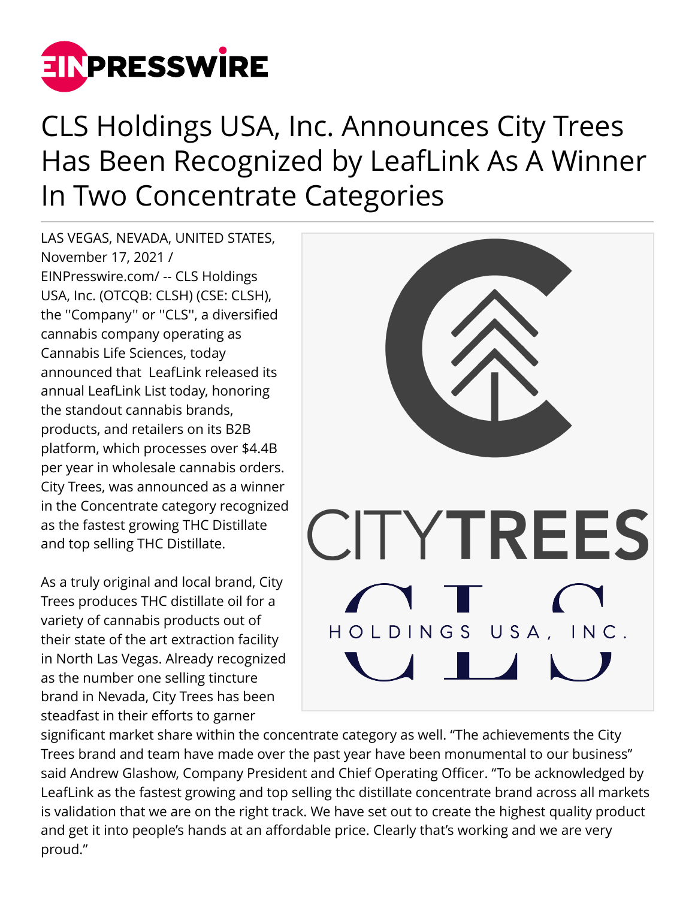# CLS Holdings USA, Inc. Announces City Trees Has Been Recognized by LeafLink As A Winner In Two Concentrate Categories

LAS VEGAS, NEVADA, UNITED STATES, November 17, 2021 / EINPresswire.com/ -- CLS Holdings USA, Inc. (OTCQB: CLSH) (CSE: CLSH), the ''Company'' or ''CLS'', a diversified cannabis company operating as Cannabis Life Sciences, today announced that LeafLink released its annual LeafLink List today, honoring the standout cannabis brands, products, and retailers on its B2B platform, which processes over $4.4B per year in wholesale cannabis orders. City Trees, was announced as a winner in the Concentrate category recognized as the fastest growing THC Distillate and top selling THC Distillate.

As a truly original and local brand, City Trees produces THC distillate oil for a variety of cannabis products out of their state of the art extraction facility in North Las Vegas. Already recognized as the number one selling tincture brand in Nevada, City Trees has been steadfast in their efforts to garner significant market share within the concentrate category as well. "The achievements the City Trees brand and team have made over the past year have been monumental to our business" said Andrew Glashow, Company President and Chief Operating Officer. "To be acknowledged by LeafLink as the fastest growing and top selling thc distillate concentrate brand across all markets is validation that we are on the right track. We have set out to create the highest quality product and get it into people's hands at an affordable price. Clearly that's working and we are very proud."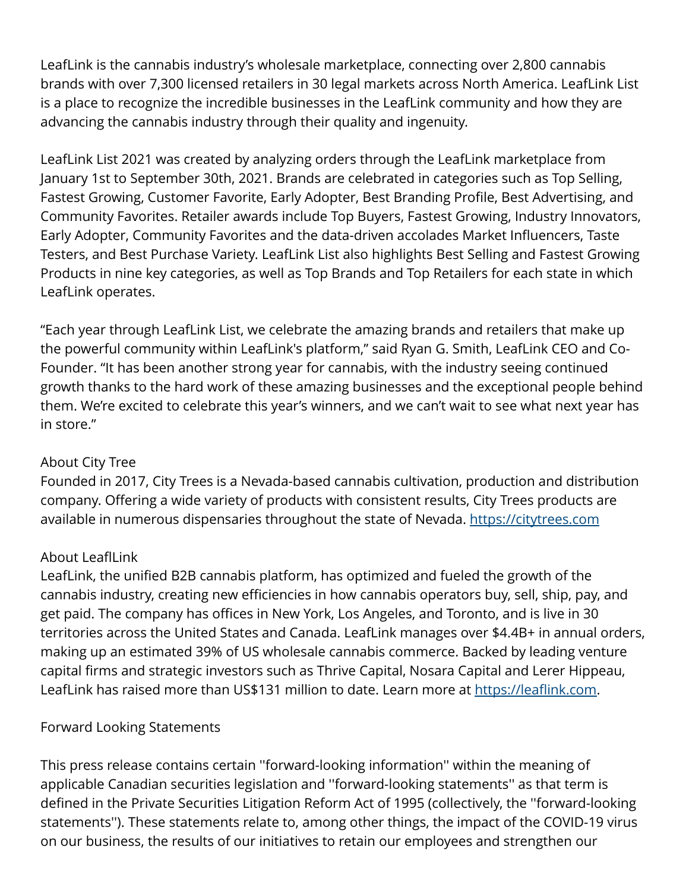LeafLink is the cannabis industry's wholesale marketplace, connecting over 2,800 cannabis brands with over 7,300 licensed retailers in 30 legal markets across North America. LeafLink List is a place to recognize the incredible businesses in the LeafLink community and how they are advancing the cannabis industry through their quality and ingenuity.

LeafLink List 2021 was created by analyzing orders through the LeafLink marketplace from January 1st to September 30th, 2021. Brands are celebrated in categories such as Top Selling, Fastest Growing, Customer Favorite, Early Adopter, Best Branding Profile, Best Advertising, and Community Favorites. Retailer awards include Top Buyers, Fastest Growing, Industry Innovators, Early Adopter, Community Favorites and the data-driven accolades Market Influencers, Taste Testers, and Best Purchase Variety. LeafLink List also highlights Best Selling and Fastest Growing Products in nine key categories, as well as Top Brands and Top Retailers for each state in which LeafLink operates.

"Each year through LeafLink List, we celebrate the amazing brands and retailers that make up the powerful community within LeafLink's platform," said Ryan G. Smith, LeafLink CEO and Co-Founder. "It has been another strong year for cannabis, with the industry seeing continued growth thanks to the hard work of these amazing businesses and the exceptional people behind them. We're excited to celebrate this year's winners, and we can't wait to see what next year has in store."

About City Tree

Founded in 2017, City Trees is a Nevada-based cannabis cultivation, production and distribution company. Offering a wide variety of products with consistent results, City Trees products are available in numerous dispensaries throughout the state of Nevada. [https://citytrees.com](https://citytrees.com)

About LeaflLink

LeafLink, the unified B2B cannabis platform, has optimized and fueled the growth of the cannabis industry, creating new efficiencies in how cannabis operators buy, sell, ship, pay, and get paid. The company has offices in New York, Los Angeles, and Toronto, and is live in 30 territories across the United States and Canada. LeafLink manages over $4.4B+ in annual orders, making up an estimated 39% of US wholesale cannabis commerce. Backed by leading venture capital firms and strategic investors such as Thrive Capital, Nosara Capital and Lerer Hippeau, LeafLink has raised more than US$131 million to date. Learn more at [https://leaflink.com](https://leaflink.com).

Forward Looking Statements

This press release contains certain ''forward-looking information'' within the meaning of applicable Canadian securities legislation and ''forward-looking statements'' as that term is defined in the Private Securities Litigation Reform Act of 1995 (collectively, the ''forward-looking statements''). These statements relate to, among other things, the impact of the COVID-19 virus on our business, the results of our initiatives to retain our employees and strengthen our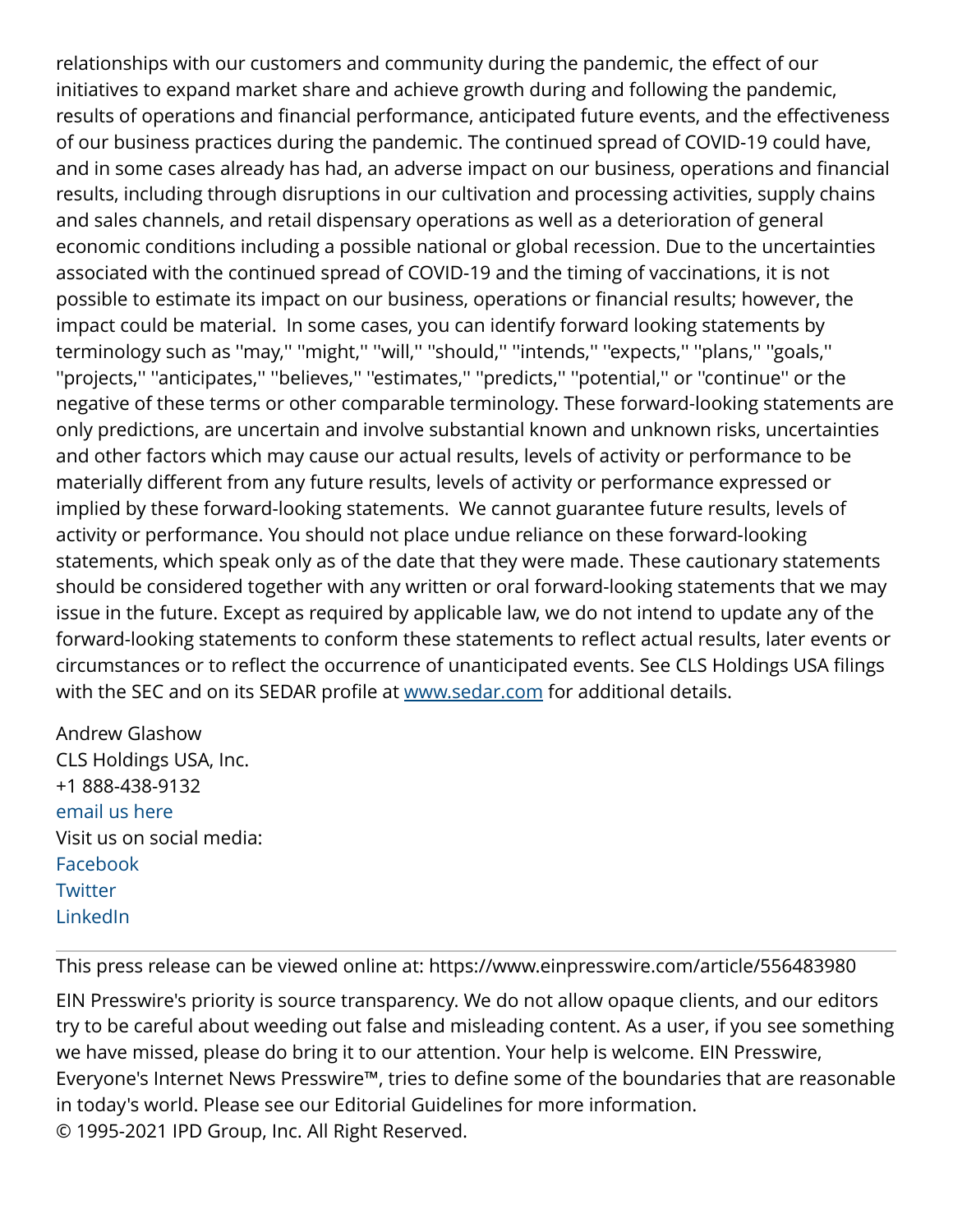relationships with our customers and community during the pandemic, the effect of our initiatives to expand market share and achieve growth during and following the pandemic, results of operations and financial performance, anticipated future events, and the effectiveness of our business practices during the pandemic. The continued spread of COVID-19 could have, and in some cases already has had, an adverse impact on our business, operations and financial results, including through disruptions in our cultivation and processing activities, supply chains and sales channels, and retail dispensary operations as well as a deterioration of general economic conditions including a possible national or global recession. Due to the uncertainties associated with the continued spread of COVID-19 and the timing of vaccinations, it is not possible to estimate its impact on our business, operations or financial results; however, the impact could be material. In some cases, you can identify forward looking statements by terminology such as ''may,'' ''might,'' ''will,'' ''should,'' ''intends,'' ''expects,'' ''plans,'' ''goals,'' ''projects,'' ''anticipates,'' ''believes,'' ''estimates,'' ''predicts,'' ''potential,'' or ''continue'' or the negative of these terms or other comparable terminology. These forward-looking statements are only predictions, are uncertain and involve substantial known and unknown risks, uncertainties and other factors which may cause our actual results, levels of activity or performance to be materially different from any future results, levels of activity or performance expressed or implied by these forward-looking statements. We cannot guarantee future results, levels of activity or performance. You should not place undue reliance on these forward-looking statements, which speak only as of the date that they were made. These cautionary statements should be considered together with any written or oral forward-looking statements that we may issue in the future. Except as required by applicable law, we do not intend to update any of the forward-looking statements to conform these statements to reflect actual results, later events or circumstances or to reflect the occurrence of unanticipated events. See CLS Holdings USA filings with the SEC and on its SEDAR profile at www.sedar.com for additional details.

Andrew Glashow
CLS Holdings USA, Inc.
+1 888-438-9132
email us here
Visit us on social media:
Facebook
Twitter
LinkedIn

---

This press release can be viewed online at: https://www.einpresswire.com/article/556483980

EIN Presswire's priority is source transparency. We do not allow opaque clients, and our editors try to be careful about weeding out false and misleading content. As a user, if you see something we have missed, please do bring it to our attention. Your help is welcome. EIN Presswire, Everyone's Internet News Presswire™, tries to define some of the boundaries that are reasonable in today's world. Please see our Editorial Guidelines for more information.
© 1995-2021 IPD Group, Inc. All Right Reserved.